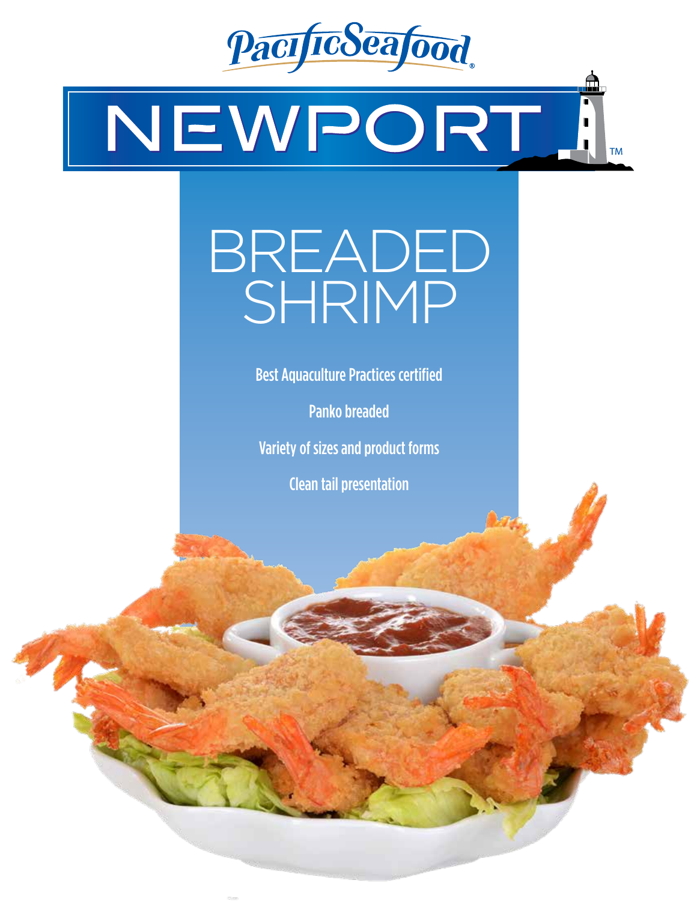PacificSeafood®

# NEWPORT™

# BREADED SHRIMP

Best Aquaculture Practices certified

Panko breaded

Variety of sizes and product forms

Clean tail presentation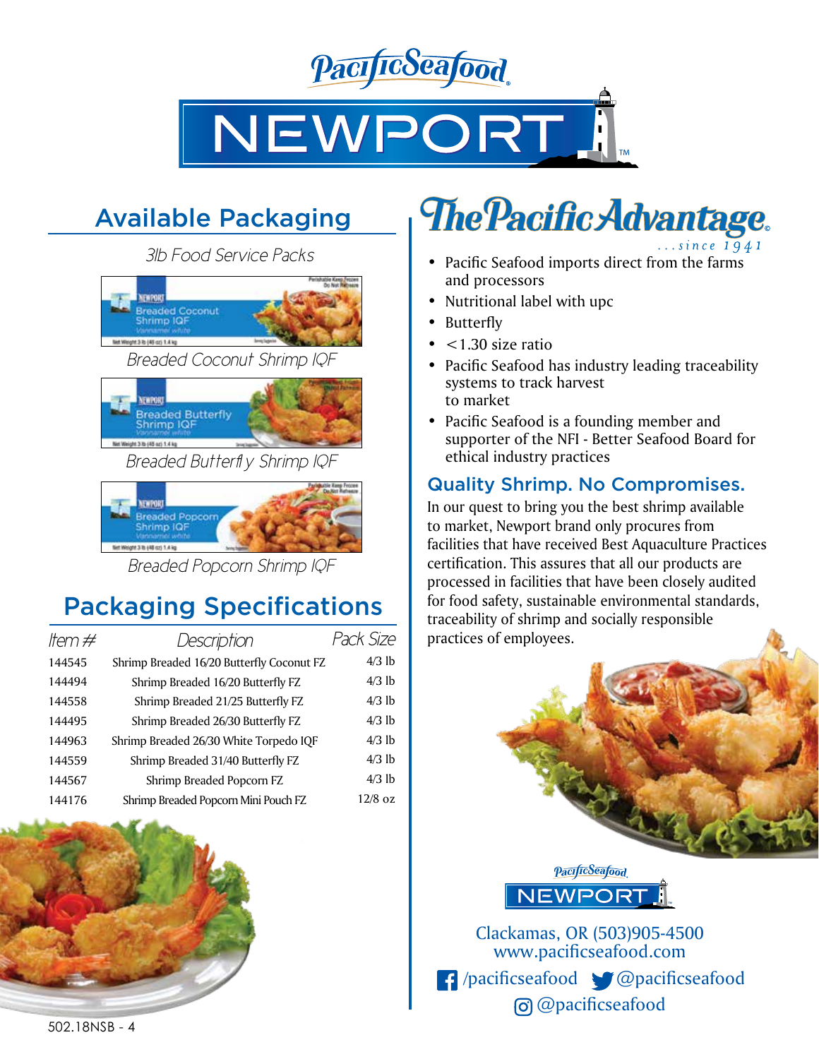# Pacific Seafood NEWPORT

## Available Packaging

*3lb Food Service Packs*

Breaded Coconut Shrimp IQF

Breaded Butterfly Shrimp IQF

Breaded Popcorn Shrimp IQF

## Packaging Specifications

| Item # | Description | Pack Size |
|---|---|---|
| 144545 | Shrimp Breaded 16/20 Butterfly Coconut FZ | 4/3 lb |
| 144494 | Shrimp Breaded 16/20 Butterfly FZ | 4/3 lb |
| 144558 | Shrimp Breaded 21/25 Butterfly FZ | 4/3 lb |
| 144495 | Shrimp Breaded 26/30 Butterfly FZ | 4/3 lb |
| 144963 | Shrimp Breaded 26/30 White Torpedo IQF | 4/3 lb |
| 144559 | Shrimp Breaded 31/40 Butterfly FZ | 4/3 lb |
| 144567 | Shrimp Breaded Popcorn FZ | 4/3 lb |
| 144176 | Shrimp Breaded Popcorn Mini Pouch FZ | 12/8 oz |

## The Pacific Advantage

*...since 1941*

- Pacific Seafood imports direct from the farms and processors
- Nutritional label with upc
- Butterfly
- <1.30 size ratio
- Pacific Seafood has industry leading traceability systems to track harvest to market
- Pacific Seafood is a founding member and supporter of the NFI - Better Seafood Board for ethical industry practices

### Quality Shrimp. No Compromises.

In our quest to bring you the best shrimp available to market, Newport brand only procures from facilities that have received Best Aquaculture Practices certification. This assures that all our products are processed in facilities that have been closely audited for food safety, sustainable environmental standards, traceability of shrimp and socially responsible practices of employees.

Pacific Seafood NEWPORT

Clackamas, OR (503)905-4500
www.pacificseafood.com

/pacificseafood @pacificseafood
@pacificseafood

502.18NSB - 4